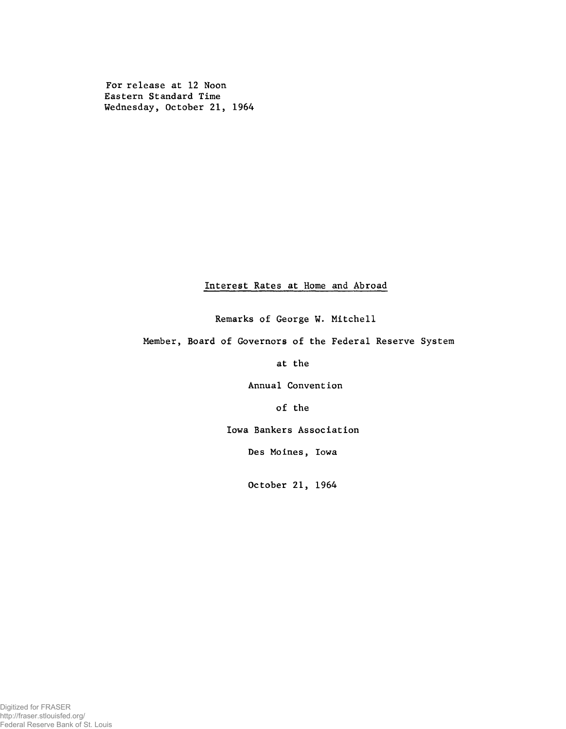For release at 12 Noon
Eastern Standard Time
Wednesday, October 21, 1964

# Interest Rates at Home and Abroad

Remarks of George W. Mitchell

Member, Board of Governors of the Federal Reserve System

at the

Annual Convention

of the

Iowa Bankers Association

Des Moines, Iowa

October 21, 1964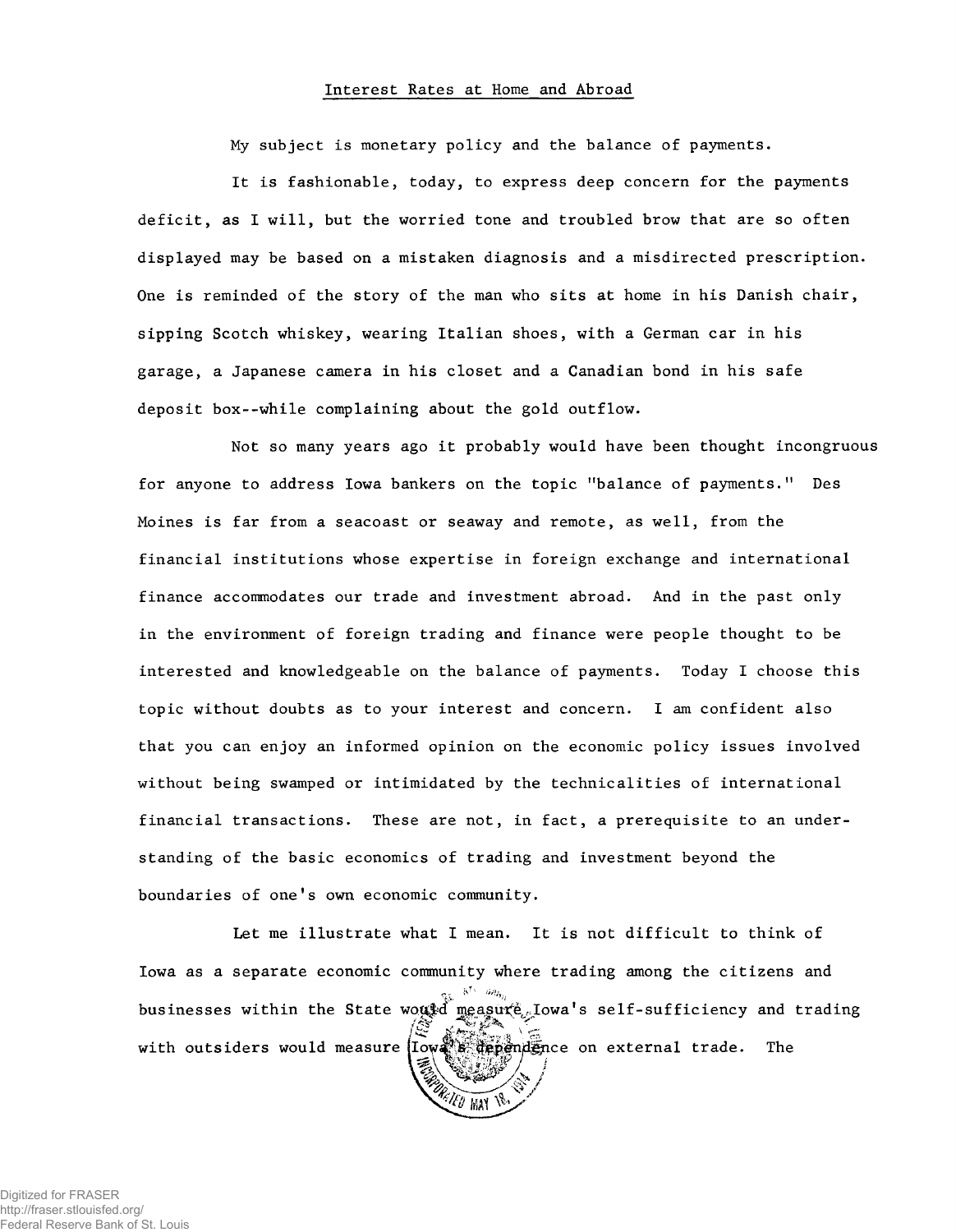# Interest Rates at Home and Abroad

My subject is monetary policy and the balance of payments.

It is fashionable, today, to express deep concern for the payments deficit, as I will, but the worried tone and troubled brow that are so often displayed may be based on a mistaken diagnosis and a misdirected prescription. One is reminded of the story of the man who sits at home in his Danish chair, sipping Scotch whiskey, wearing Italian shoes, with a German car in his garage, a Japanese camera in his closet and a Canadian bond in his safe deposit box--while complaining about the gold outflow.

Not so many years ago it probably would have been thought incongruous for anyone to address Iowa bankers on the topic "balance of payments." Des Moines is far from a seacoast or seaway and remote, as well, from the financial institutions whose expertise in foreign exchange and international finance accommodates our trade and investment abroad. And in the past only in the environment of foreign trading and finance were people thought to be interested and knowledgeable on the balance of payments. Today I choose this topic without doubts as to your interest and concern. I am confident also that you can enjoy an informed opinion on the economic policy issues involved without being swamped or intimidated by the technicalities of international financial transactions. These are not, in fact, a prerequisite to an understanding of the basic economics of trading and investment beyond the boundaries of one's own economic community.

Let me illustrate what I mean. It is not difficult to think of Iowa as a separate economic community where trading among the citizens and businesses within the State would measure Iowa's self-sufficiency and trading with outsiders would measure Iowa's dependence on external trade. The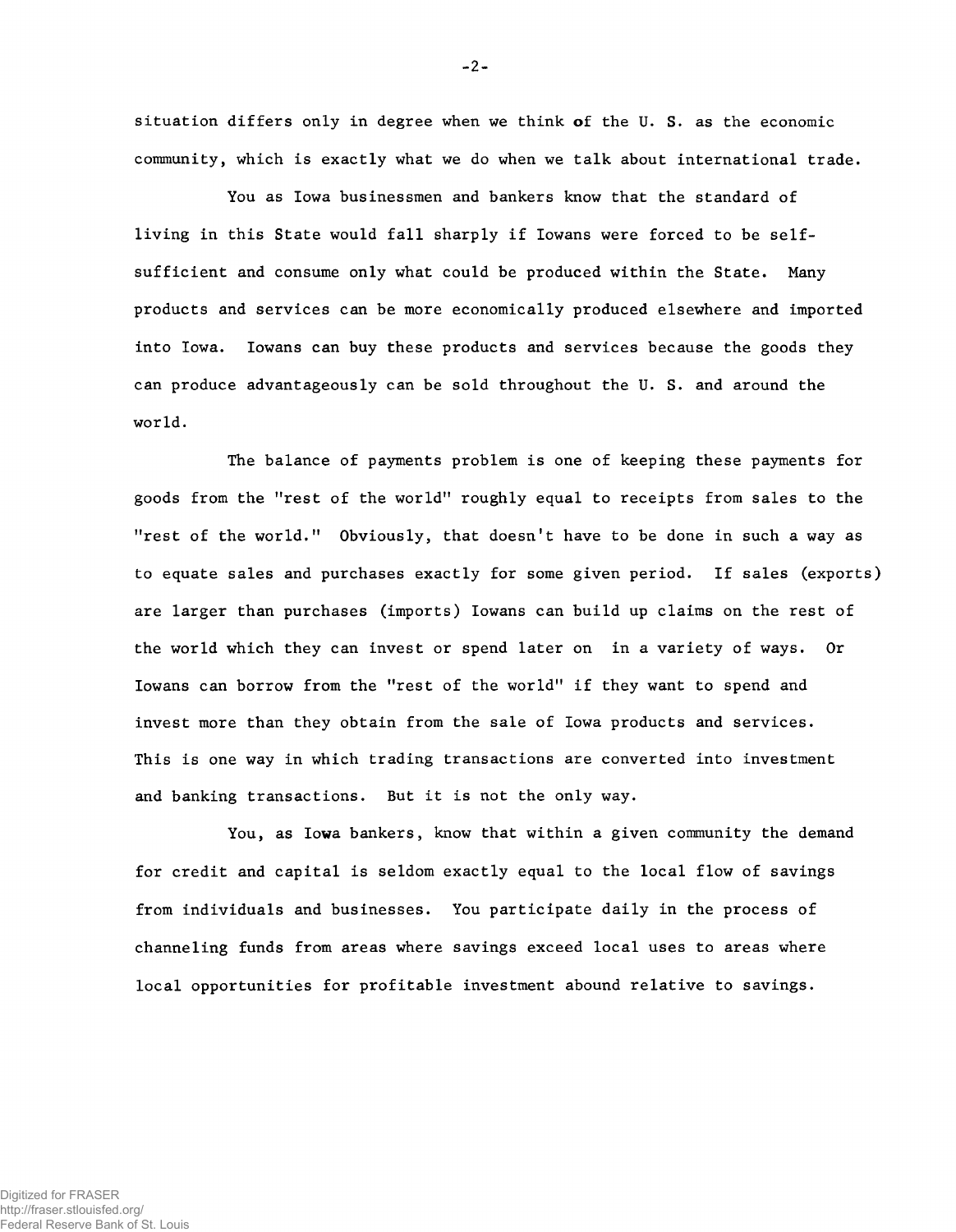situation differs only in degree when we think of the U. S. as the economic community, which is exactly what we do when we talk about international trade.

You as Iowa businessmen and bankers know that the standard of living in this State would fall sharply if Iowans were forced to be self-sufficient and consume only what could be produced within the State. Many products and services can be more economically produced elsewhere and imported into Iowa. Iowans can buy these products and services because the goods they can produce advantageously can be sold throughout the U. S. and around the world.

The balance of payments problem is one of keeping these payments for goods from the "rest of the world" roughly equal to receipts from sales to the "rest of the world." Obviously, that doesn't have to be done in such a way as to equate sales and purchases exactly for some given period. If sales (exports) are larger than purchases (imports) Iowans can build up claims on the rest of the world which they can invest or spend later on in a variety of ways. Or Iowans can borrow from the "rest of the world" if they want to spend and invest more than they obtain from the sale of Iowa products and services. This is one way in which trading transactions are converted into investment and banking transactions. But it is not the only way.

You, as Iowa bankers, know that within a given community the demand for credit and capital is seldom exactly equal to the local flow of savings from individuals and businesses. You participate daily in the process of channeling funds from areas where savings exceed local uses to areas where local opportunities for profitable investment abound relative to savings.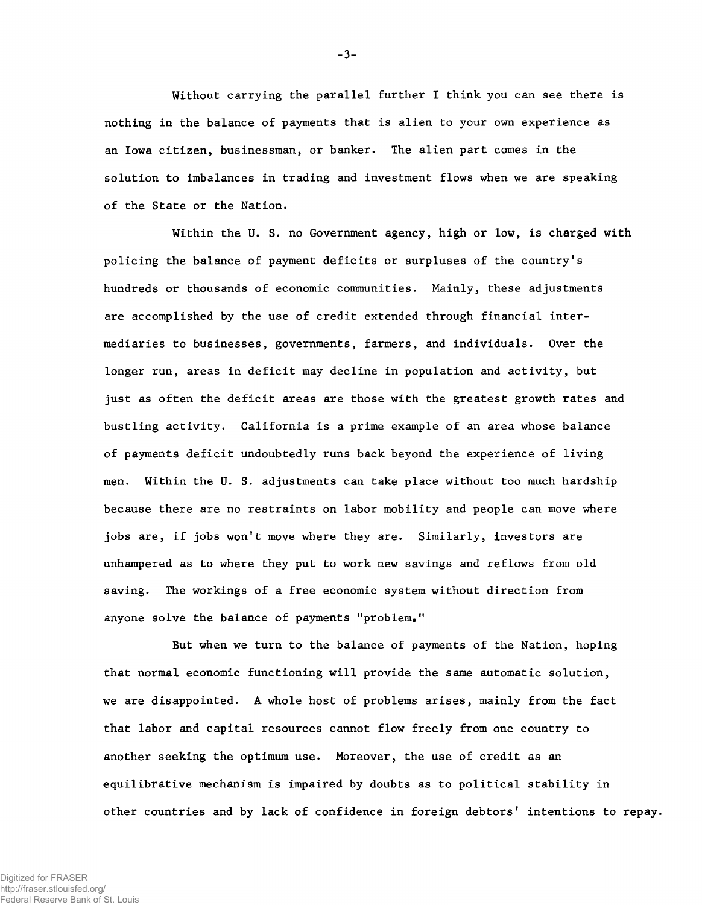Without carrying the parallel further I think you can see there is nothing in the balance of payments that is alien to your own experience as an Iowa citizen, businessman, or banker. The alien part comes in the solution to imbalances in trading and investment flows when we are speaking of the State or the Nation.

Within the U. S. no Government agency, high or low, is charged with policing the balance of payment deficits or surpluses of the country's hundreds or thousands of economic communities. Mainly, these adjustments are accomplished by the use of credit extended through financial intermediaries to businesses, governments, farmers, and individuals. Over the longer run, areas in deficit may decline in population and activity, but just as often the deficit areas are those with the greatest growth rates and bustling activity. California is a prime example of an area whose balance of payments deficit undoubtedly runs back beyond the experience of living men. Within the U. S. adjustments can take place without too much hardship because there are no restraints on labor mobility and people can move where jobs are, if jobs won't move where they are. Similarly, investors are unhampered as to where they put to work new savings and reflows from old saving. The workings of a free economic system without direction from anyone solve the balance of payments "problem."

But when we turn to the balance of payments of the Nation, hoping that normal economic functioning will provide the same automatic solution, we are disappointed. A whole host of problems arises, mainly from the fact that labor and capital resources cannot flow freely from one country to another seeking the optimum use. Moreover, the use of credit as an equilibrative mechanism is impaired by doubts as to political stability in other countries and by lack of confidence in foreign debtors' intentions to repay.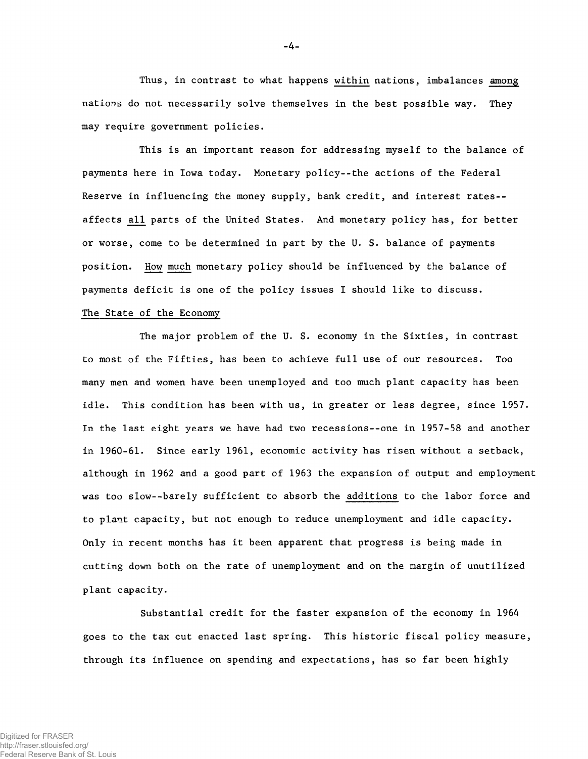Thus, in contrast to what happens within nations, imbalances among nations do not necessarily solve themselves in the best possible way. They may require government policies.

This is an important reason for addressing myself to the balance of payments here in Iowa today. Monetary policy--the actions of the Federal Reserve in influencing the money supply, bank credit, and interest rates--affects all parts of the United States. And monetary policy has, for better or worse, come to be determined in part by the U. S. balance of payments position. How much monetary policy should be influenced by the balance of payments deficit is one of the policy issues I should like to discuss.

## The State of the Economy

The major problem of the U. S. economy in the Sixties, in contrast to most of the Fifties, has been to achieve full use of our resources. Too many men and women have been unemployed and too much plant capacity has been idle. This condition has been with us, in greater or less degree, since 1957. In the last eight years we have had two recessions--one in 1957-58 and another in 1960-61. Since early 1961, economic activity has risen without a setback, although in 1962 and a good part of 1963 the expansion of output and employment was too slow--barely sufficient to absorb the additions to the labor force and to plant capacity, but not enough to reduce unemployment and idle capacity. Only in recent months has it been apparent that progress is being made in cutting down both on the rate of unemployment and on the margin of unutilized plant capacity.

Substantial credit for the faster expansion of the economy in 1964 goes to the tax cut enacted last spring. This historic fiscal policy measure, through its influence on spending and expectations, has so far been highly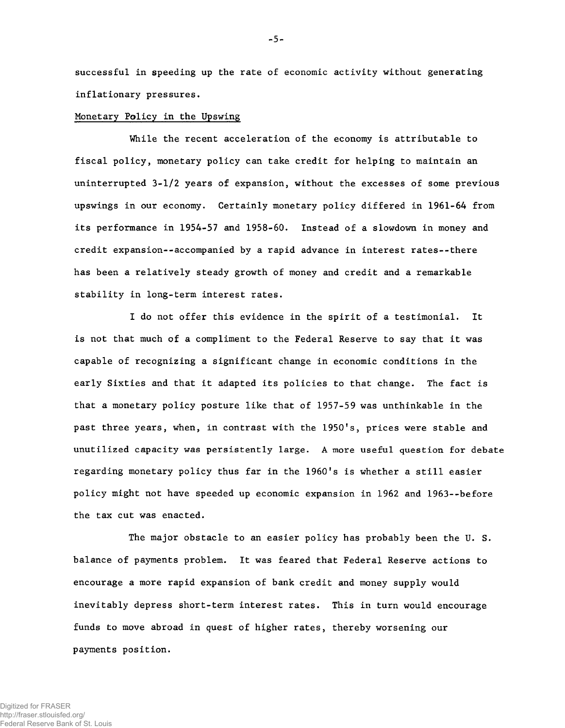successful in speeding up the rate of economic activity without generating inflationary pressures.

## Monetary Policy in the Upswing

While the recent acceleration of the economy is attributable to fiscal policy, monetary policy can take credit for helping to maintain an uninterrupted 3-1/2 years of expansion, without the excesses of some previous upswings in our economy. Certainly monetary policy differed in 1961-64 from its performance in 1954-57 and 1958-60. Instead of a slowdown in money and credit expansion--accompanied by a rapid advance in interest rates--there has been a relatively steady growth of money and credit and a remarkable stability in long-term interest rates.

I do not offer this evidence in the spirit of a testimonial. It is not that much of a compliment to the Federal Reserve to say that it was capable of recognizing a significant change in economic conditions in the early Sixties and that it adapted its policies to that change. The fact is that a monetary policy posture like that of 1957-59 was unthinkable in the past three years, when, in contrast with the 1950's, prices were stable and unutilized capacity was persistently large. A more useful question for debate regarding monetary policy thus far in the 1960's is whether a still easier policy might not have speeded up economic expansion in 1962 and 1963--before the tax cut was enacted.

The major obstacle to an easier policy has probably been the U. S. balance of payments problem. It was feared that Federal Reserve actions to encourage a more rapid expansion of bank credit and money supply would inevitably depress short-term interest rates. This in turn would encourage funds to move abroad in quest of higher rates, thereby worsening our payments position.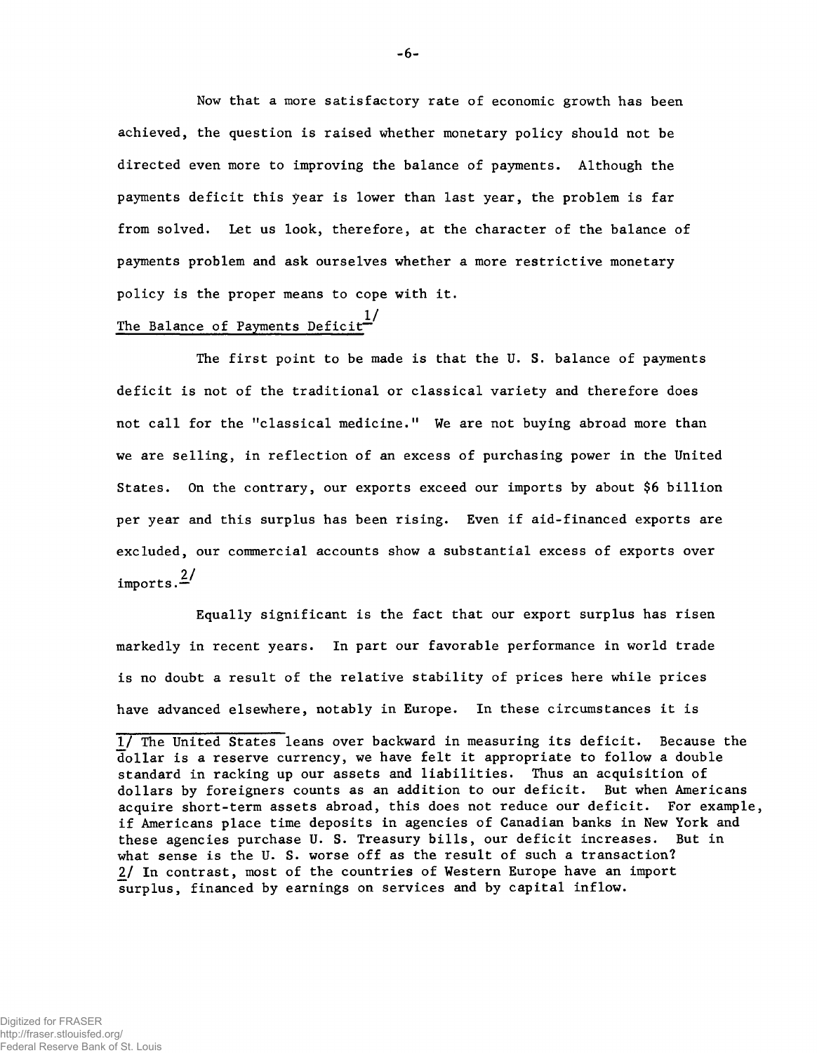Now that a more satisfactory rate of economic growth has been achieved, the question is raised whether monetary policy should not be directed even more to improving the balance of payments. Although the payments deficit this year is lower than last year, the problem is far from solved. Let us look, therefore, at the character of the balance of payments problem and ask ourselves whether a more restrictive monetary policy is the proper means to cope with it.

## The Balance of Payments Deficit[1/]

The first point to be made is that the U. S. balance of payments deficit is not of the traditional or classical variety and therefore does not call for the "classical medicine." We are not buying abroad more than we are selling, in reflection of an excess of purchasing power in the United States. On the contrary, our exports exceed our imports by about $6 billion per year and this surplus has been rising. Even if aid-financed exports are excluded, our commercial accounts show a substantial excess of exports over imports.[2/]

Equally significant is the fact that our export surplus has risen markedly in recent years. In part our favorable performance in world trade is no doubt a result of the relative stability of prices here while prices have advanced elsewhere, notably in Europe. In these circumstances it is

---

1/ The United States leans over backward in measuring its deficit. Because the dollar is a reserve currency, we have felt it appropriate to follow a double standard in racking up our assets and liabilities. Thus an acquisition of dollars by foreigners counts as an addition to our deficit. But when Americans acquire short-term assets abroad, this does not reduce our deficit. For example, if Americans place time deposits in agencies of Canadian banks in New York and these agencies purchase U. S. Treasury bills, our deficit increases. But in what sense is the U. S. worse off as the result of such a transaction?

2/ In contrast, most of the countries of Western Europe have an import surplus, financed by earnings on services and by capital inflow.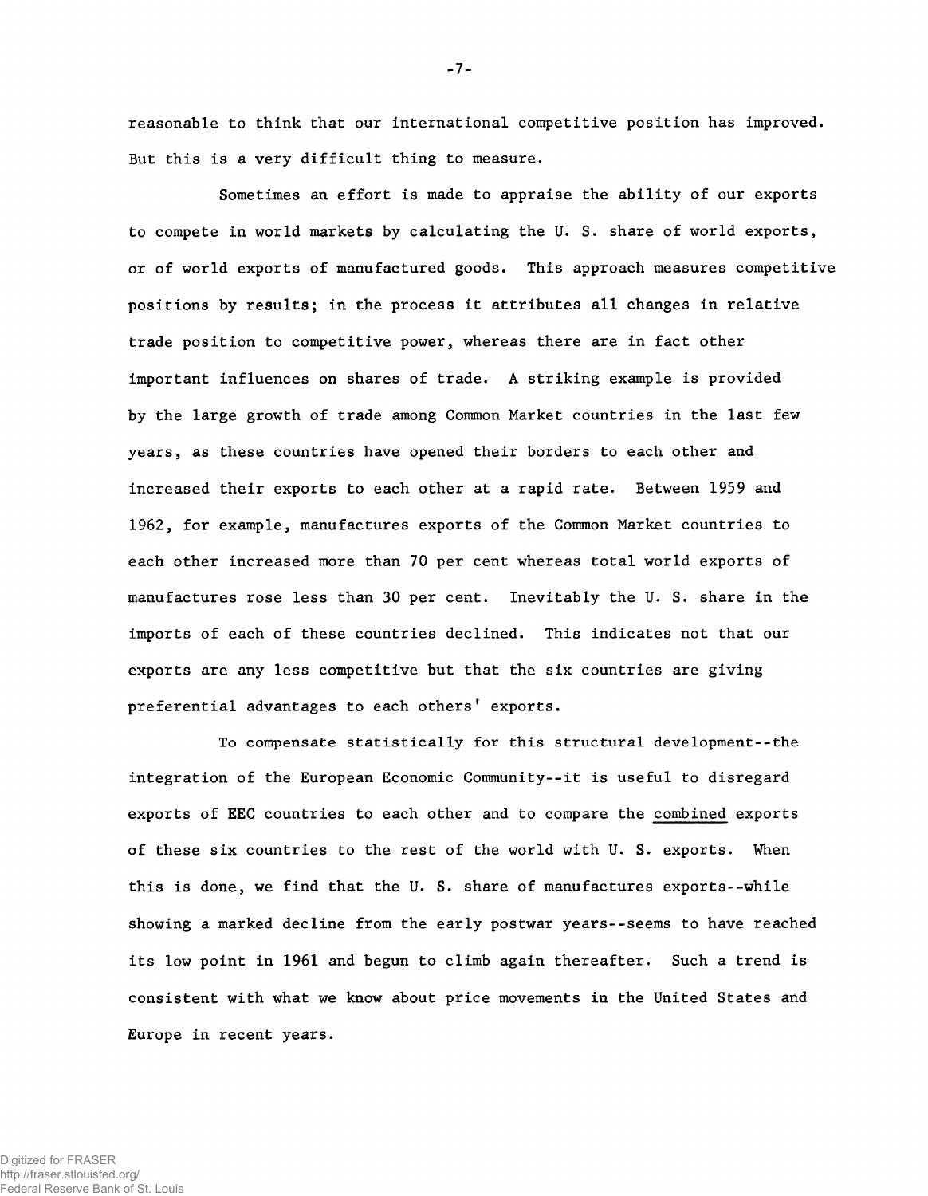reasonable to think that our international competitive position has improved. But this is a very difficult thing to measure.

Sometimes an effort is made to appraise the ability of our exports to compete in world markets by calculating the U. S. share of world exports, or of world exports of manufactured goods. This approach measures competitive positions by results; in the process it attributes all changes in relative trade position to competitive power, whereas there are in fact other important influences on shares of trade. A striking example is provided by the large growth of trade among Common Market countries in the last few years, as these countries have opened their borders to each other and increased their exports to each other at a rapid rate. Between 1959 and 1962, for example, manufactures exports of the Common Market countries to each other increased more than 70 per cent whereas total world exports of manufactures rose less than 30 per cent. Inevitably the U. S. share in the imports of each of these countries declined. This indicates not that our exports are any less competitive but that the six countries are giving preferential advantages to each others' exports.

To compensate statistically for this structural development--the integration of the European Economic Community--it is useful to disregard exports of EEC countries to each other and to compare the combined exports of these six countries to the rest of the world with U. S. exports. When this is done, we find that the U. S. share of manufactures exports--while showing a marked decline from the early postwar years--seems to have reached its low point in 1961 and begun to climb again thereafter. Such a trend is consistent with what we know about price movements in the United States and Europe in recent years.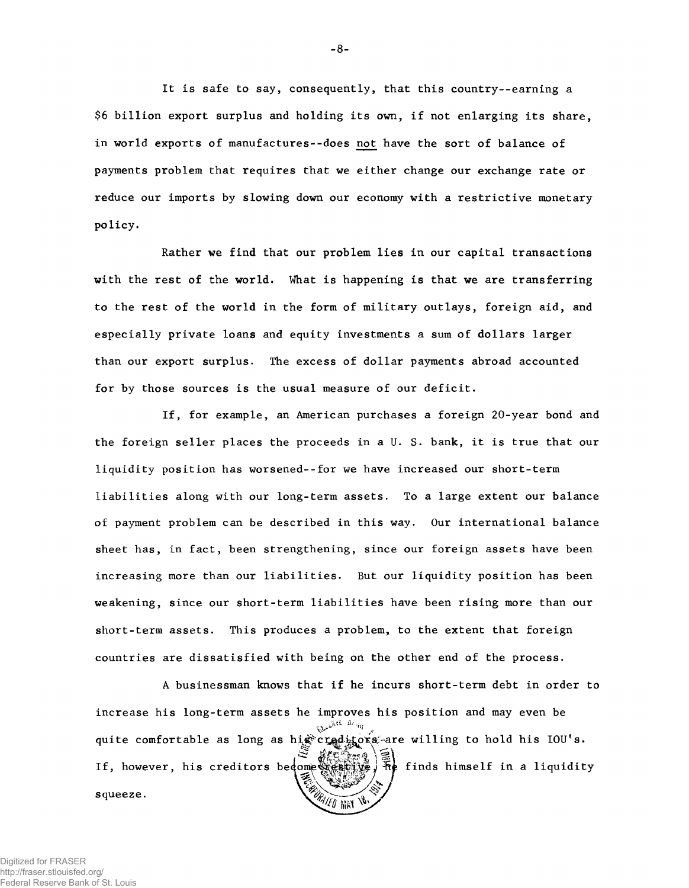It is safe to say, consequently, that this country--earning a $6 billion export surplus and holding its own, if not enlarging its share, in world exports of manufactures--does not have the sort of balance of payments problem that requires that we either change our exchange rate or reduce our imports by slowing down our economy with a restrictive monetary policy.

Rather we find that our problem lies in our capital transactions with the rest of the world. What is happening is that we are transferring to the rest of the world in the form of military outlays, foreign aid, and especially private loans and equity investments a sum of dollars larger than our export surplus. The excess of dollar payments abroad accounted for by those sources is the usual measure of our deficit.

If, for example, an American purchases a foreign 20-year bond and the foreign seller places the proceeds in a U. S. bank, it is true that our liquidity position has worsened--for we have increased our short-term liabilities along with our long-term assets. To a large extent our balance of payment problem can be described in this way. Our international balance sheet has, in fact, been strengthening, since our foreign assets have been increasing more than our liabilities. But our liquidity position has been weakening, since our short-term liabilities have been rising more than our short-term assets. This produces a problem, to the extent that foreign countries are dissatisfied with being on the other end of the process.

A businessman knows that if he incurs short-term debt in order to increase his long-term assets he improves his position and may even be quite comfortable as long as his creditors are willing to hold his IOU's. If, however, his creditors become restive, he finds himself in a liquidity squeeze.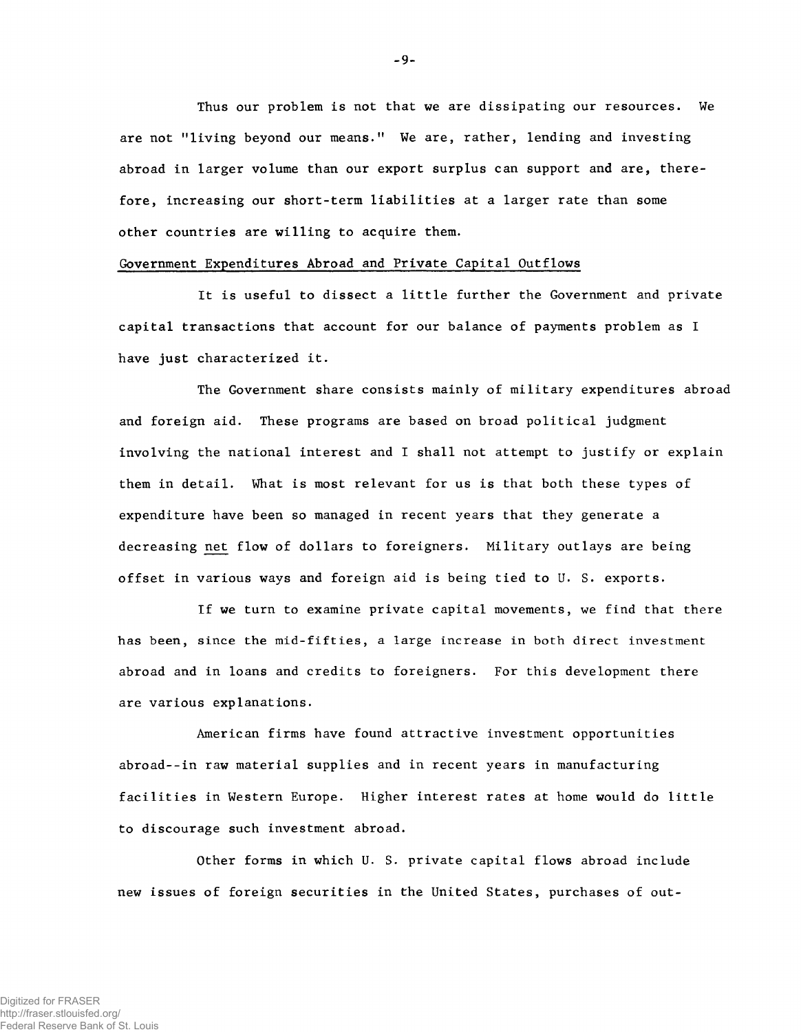Thus our problem is not that we are dissipating our resources. We are not "living beyond our means." We are, rather, lending and investing abroad in larger volume than our export surplus can support and are, therefore, increasing our short-term liabilities at a larger rate than some other countries are willing to acquire them.

## Government Expenditures Abroad and Private Capital Outflows

It is useful to dissect a little further the Government and private capital transactions that account for our balance of payments problem as I have just characterized it.

The Government share consists mainly of military expenditures abroad and foreign aid. These programs are based on broad political judgment involving the national interest and I shall not attempt to justify or explain them in detail. What is most relevant for us is that both these types of expenditure have been so managed in recent years that they generate a decreasing net flow of dollars to foreigners. Military outlays are being offset in various ways and foreign aid is being tied to U. S. exports.

If we turn to examine private capital movements, we find that there has been, since the mid-fifties, a large increase in both direct investment abroad and in loans and credits to foreigners. For this development there are various explanations.

American firms have found attractive investment opportunities abroad--in raw material supplies and in recent years in manufacturing facilities in Western Europe. Higher interest rates at home would do little to discourage such investment abroad.

Other forms in which U. S. private capital flows abroad include new issues of foreign securities in the United States, purchases of out-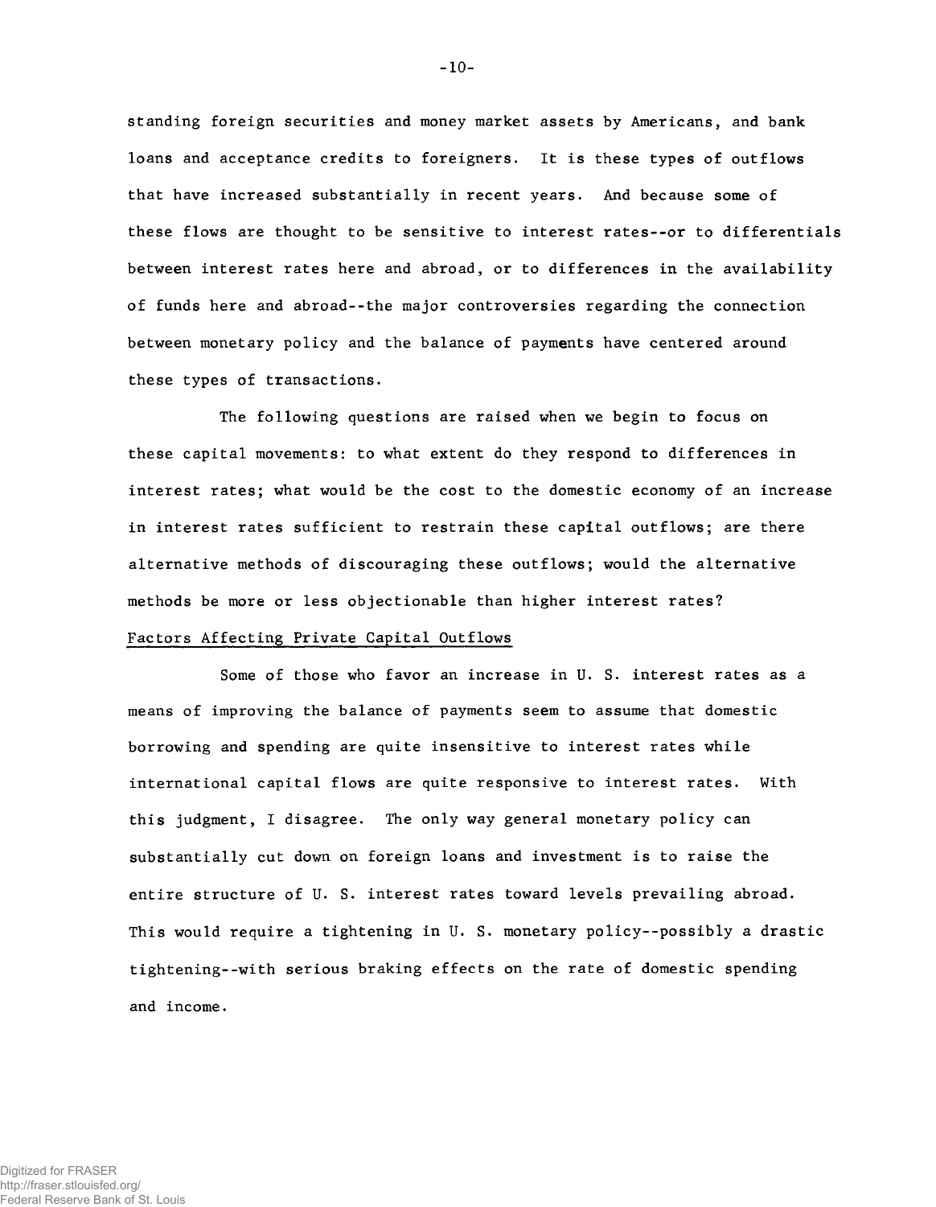standing foreign securities and money market assets by Americans, and bank loans and acceptance credits to foreigners. It is these types of outflows that have increased substantially in recent years. And because some of these flows are thought to be sensitive to interest rates--or to differentials between interest rates here and abroad, or to differences in the availability of funds here and abroad--the major controversies regarding the connection between monetary policy and the balance of payments have centered around these types of transactions.

The following questions are raised when we begin to focus on these capital movements: to what extent do they respond to differences in interest rates; what would be the cost to the domestic economy of an increase in interest rates sufficient to restrain these capital outflows; are there alternative methods of discouraging these outflows; would the alternative methods be more or less objectionable than higher interest rates?

Factors Affecting Private Capital Outflows

Some of those who favor an increase in U. S. interest rates as a means of improving the balance of payments seem to assume that domestic borrowing and spending are quite insensitive to interest rates while international capital flows are quite responsive to interest rates. With this judgment, I disagree. The only way general monetary policy can substantially cut down on foreign loans and investment is to raise the entire structure of U. S. interest rates toward levels prevailing abroad. This would require a tightening in U. S. monetary policy--possibly a drastic tightening--with serious braking effects on the rate of domestic spending and income.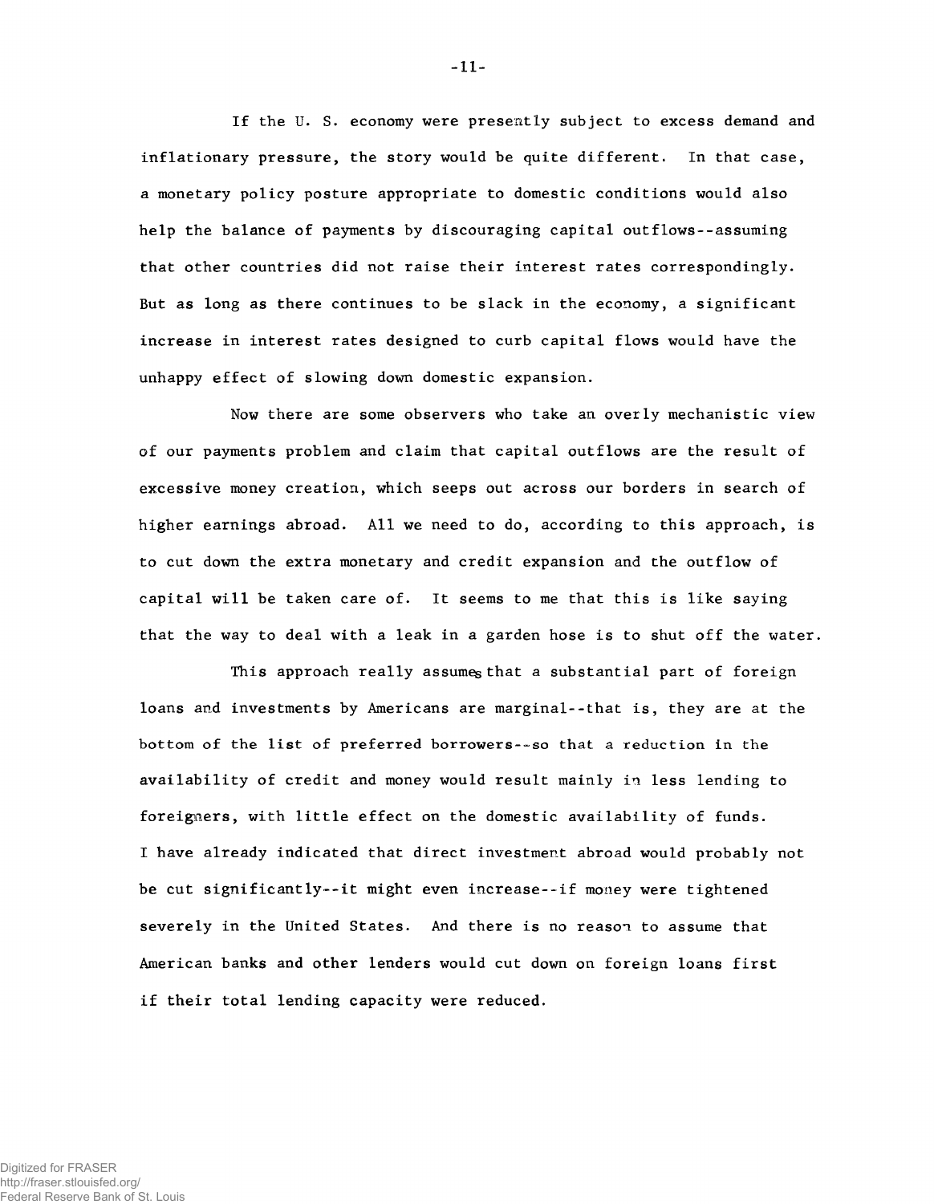If the U. S. economy were presently subject to excess demand and inflationary pressure, the story would be quite different. In that case, a monetary policy posture appropriate to domestic conditions would also help the balance of payments by discouraging capital outflows--assuming that other countries did not raise their interest rates correspondingly. But as long as there continues to be slack in the economy, a significant increase in interest rates designed to curb capital flows would have the unhappy effect of slowing down domestic expansion.

Now there are some observers who take an overly mechanistic view of our payments problem and claim that capital outflows are the result of excessive money creation, which seeps out across our borders in search of higher earnings abroad. All we need to do, according to this approach, is to cut down the extra monetary and credit expansion and the outflow of capital will be taken care of. It seems to me that this is like saying that the way to deal with a leak in a garden hose is to shut off the water.

This approach really assumes that a substantial part of foreign loans and investments by Americans are marginal--that is, they are at the bottom of the list of preferred borrowers--so that a reduction in the availability of credit and money would result mainly in less lending to foreigners, with little effect on the domestic availability of funds. I have already indicated that direct investment abroad would probably not be cut significantly--it might even increase--if money were tightened severely in the United States. And there is no reason to assume that American banks and other lenders would cut down on foreign loans first if their total lending capacity were reduced.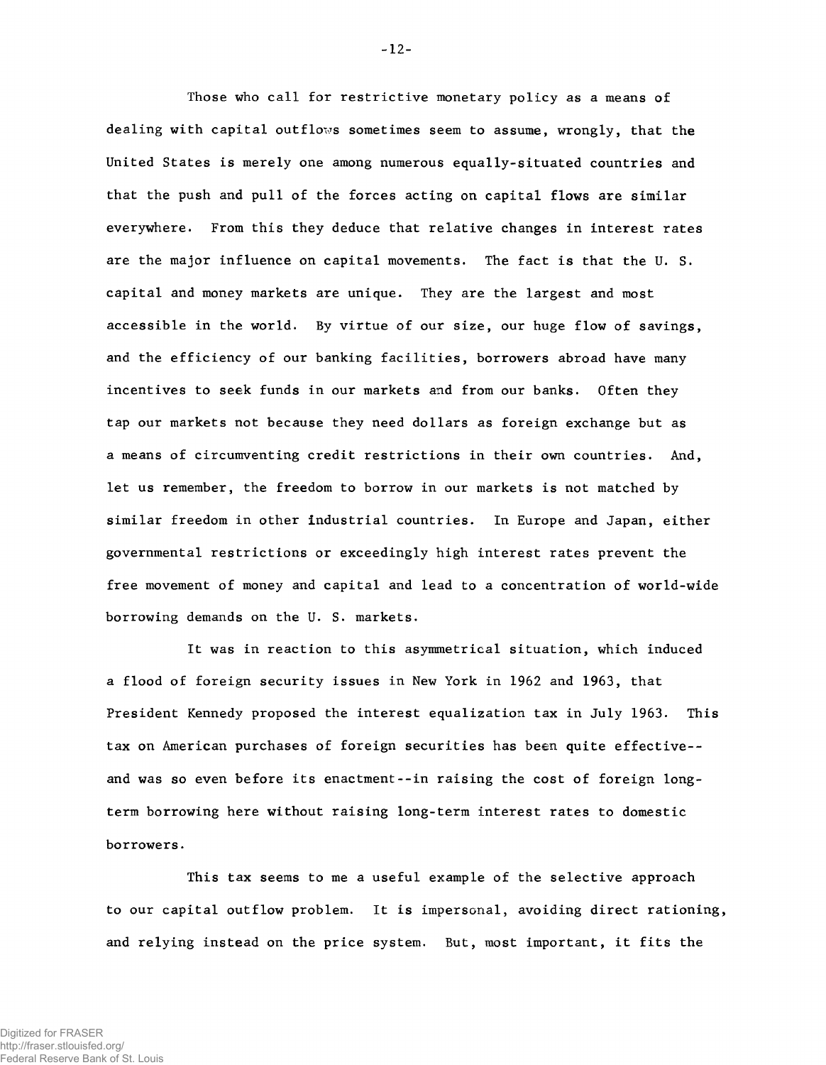Those who call for restrictive monetary policy as a means of dealing with capital outflows sometimes seem to assume, wrongly, that the United States is merely one among numerous equally-situated countries and that the push and pull of the forces acting on capital flows are similar everywhere. From this they deduce that relative changes in interest rates are the major influence on capital movements. The fact is that the U. S. capital and money markets are unique. They are the largest and most accessible in the world. By virtue of our size, our huge flow of savings, and the efficiency of our banking facilities, borrowers abroad have many incentives to seek funds in our markets and from our banks. Often they tap our markets not because they need dollars as foreign exchange but as a means of circumventing credit restrictions in their own countries. And, let us remember, the freedom to borrow in our markets is not matched by similar freedom in other industrial countries. In Europe and Japan, either governmental restrictions or exceedingly high interest rates prevent the free movement of money and capital and lead to a concentration of world-wide borrowing demands on the U. S. markets.

It was in reaction to this asymmetrical situation, which induced a flood of foreign security issues in New York in 1962 and 1963, that President Kennedy proposed the interest equalization tax in July 1963. This tax on American purchases of foreign securities has been quite effective--and was so even before its enactment--in raising the cost of foreign long-term borrowing here without raising long-term interest rates to domestic borrowers.

This tax seems to me a useful example of the selective approach to our capital outflow problem. It is impersonal, avoiding direct rationing, and relying instead on the price system. But, most important, it fits the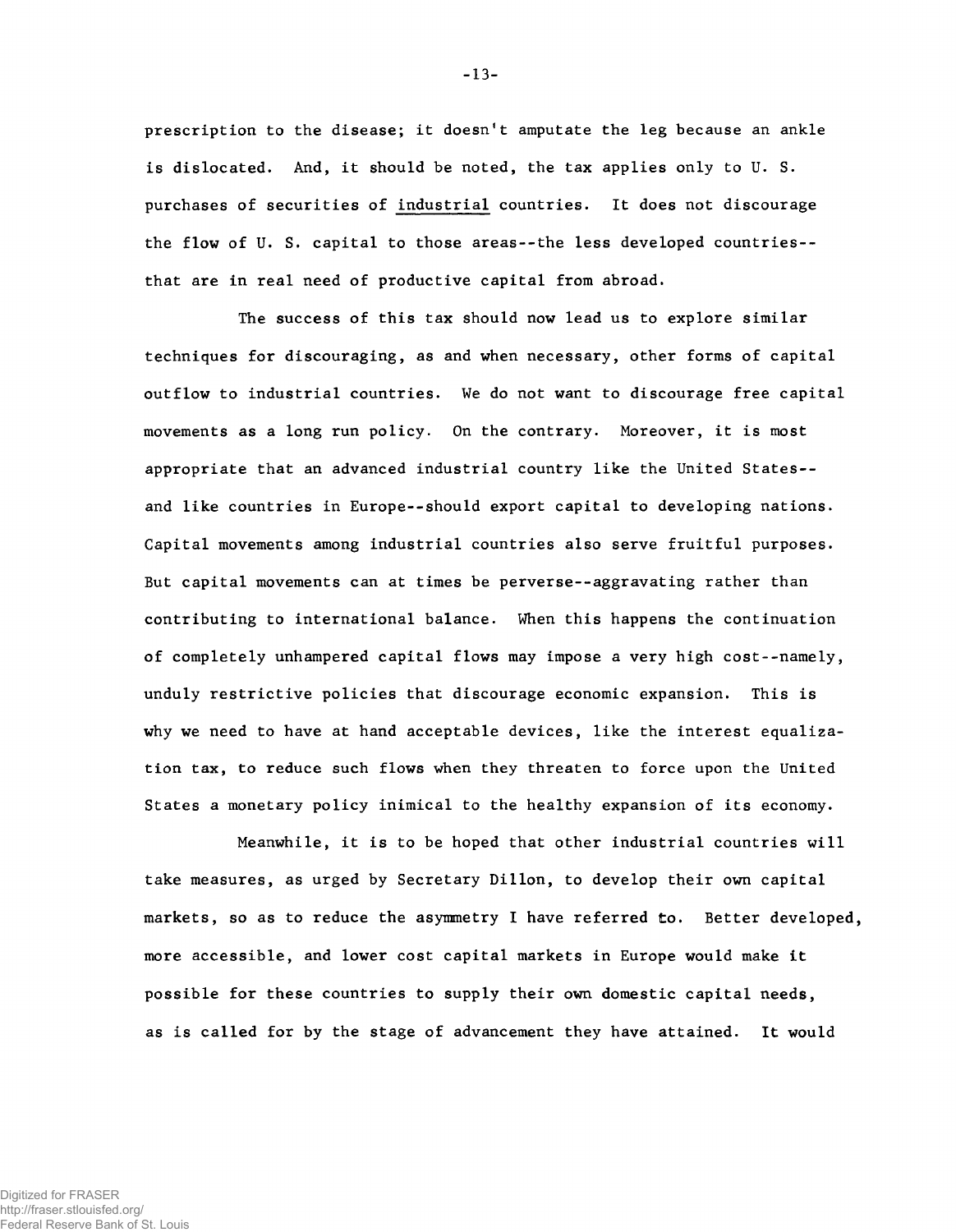prescription to the disease; it doesn't amputate the leg because an ankle is dislocated. And, it should be noted, the tax applies only to U. S. purchases of securities of industrial countries. It does not discourage the flow of U. S. capital to those areas--the less developed countries--that are in real need of productive capital from abroad.

The success of this tax should now lead us to explore similar techniques for discouraging, as and when necessary, other forms of capital outflow to industrial countries. We do not want to discourage free capital movements as a long run policy. On the contrary. Moreover, it is most appropriate that an advanced industrial country like the United States--and like countries in Europe--should export capital to developing nations. Capital movements among industrial countries also serve fruitful purposes. But capital movements can at times be perverse--aggravating rather than contributing to international balance. When this happens the continuation of completely unhampered capital flows may impose a very high cost--namely, unduly restrictive policies that discourage economic expansion. This is why we need to have at hand acceptable devices, like the interest equalization tax, to reduce such flows when they threaten to force upon the United States a monetary policy inimical to the healthy expansion of its economy.

Meanwhile, it is to be hoped that other industrial countries will take measures, as urged by Secretary Dillon, to develop their own capital markets, so as to reduce the asymmetry I have referred to. Better developed, more accessible, and lower cost capital markets in Europe would make it possible for these countries to supply their own domestic capital needs, as is called for by the stage of advancement they have attained. It would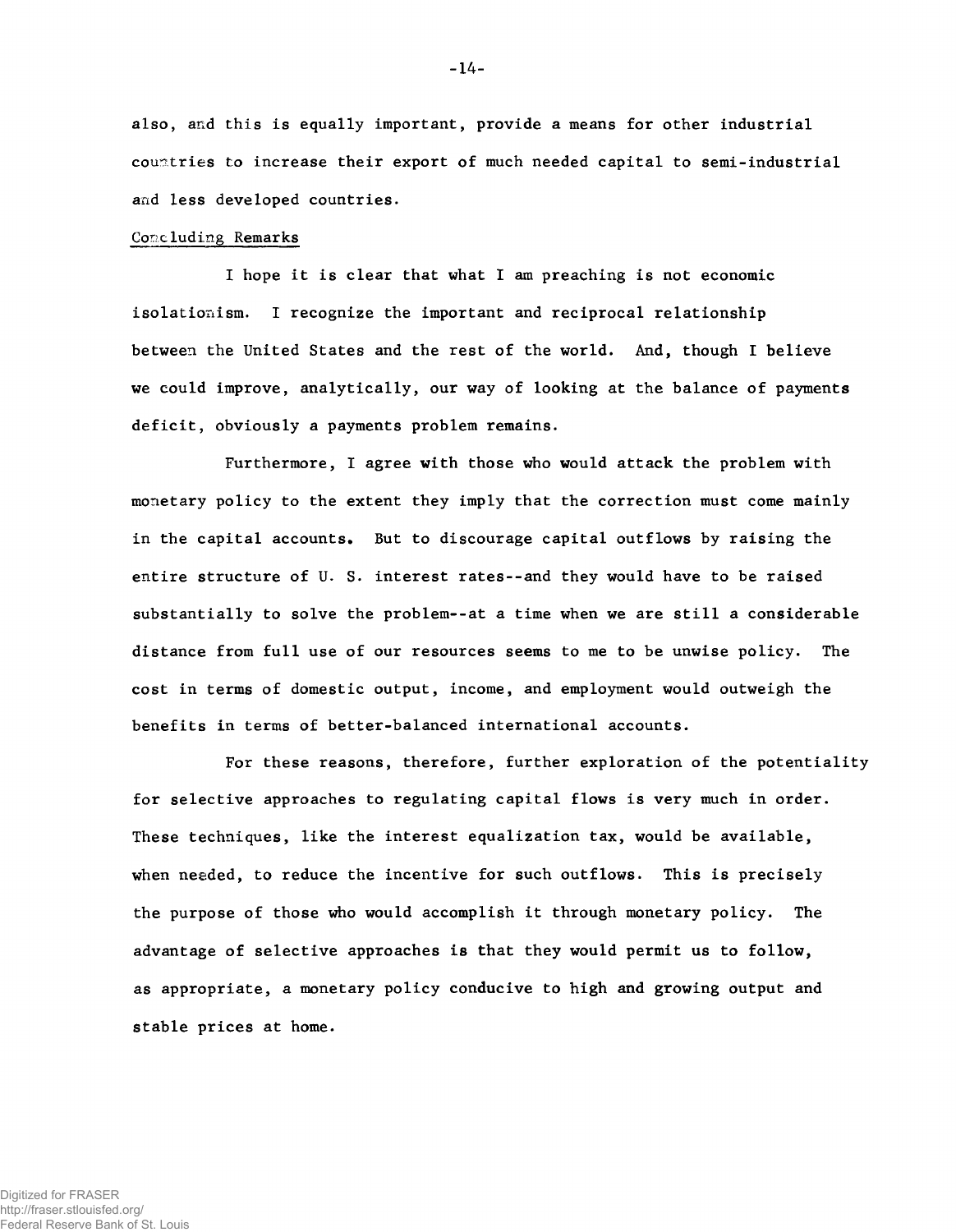also, and this is equally important, provide a means for other industrial countries to increase their export of much needed capital to semi-industrial and less developed countries.

## Concluding Remarks

I hope it is clear that what I am preaching is not economic isolationism. I recognize the important and reciprocal relationship between the United States and the rest of the world. And, though I believe we could improve, analytically, our way of looking at the balance of payments deficit, obviously a payments problem remains.

Furthermore, I agree with those who would attack the problem with monetary policy to the extent they imply that the correction must come mainly in the capital accounts. But to discourage capital outflows by raising the entire structure of U. S. interest rates--and they would have to be raised substantially to solve the problem--at a time when we are still a considerable distance from full use of our resources seems to me to be unwise policy. The cost in terms of domestic output, income, and employment would outweigh the benefits in terms of better-balanced international accounts.

For these reasons, therefore, further exploration of the potentiality for selective approaches to regulating capital flows is very much in order. These techniques, like the interest equalization tax, would be available, when needed, to reduce the incentive for such outflows. This is precisely the purpose of those who would accomplish it through monetary policy. The advantage of selective approaches is that they would permit us to follow, as appropriate, a monetary policy conducive to high and growing output and stable prices at home.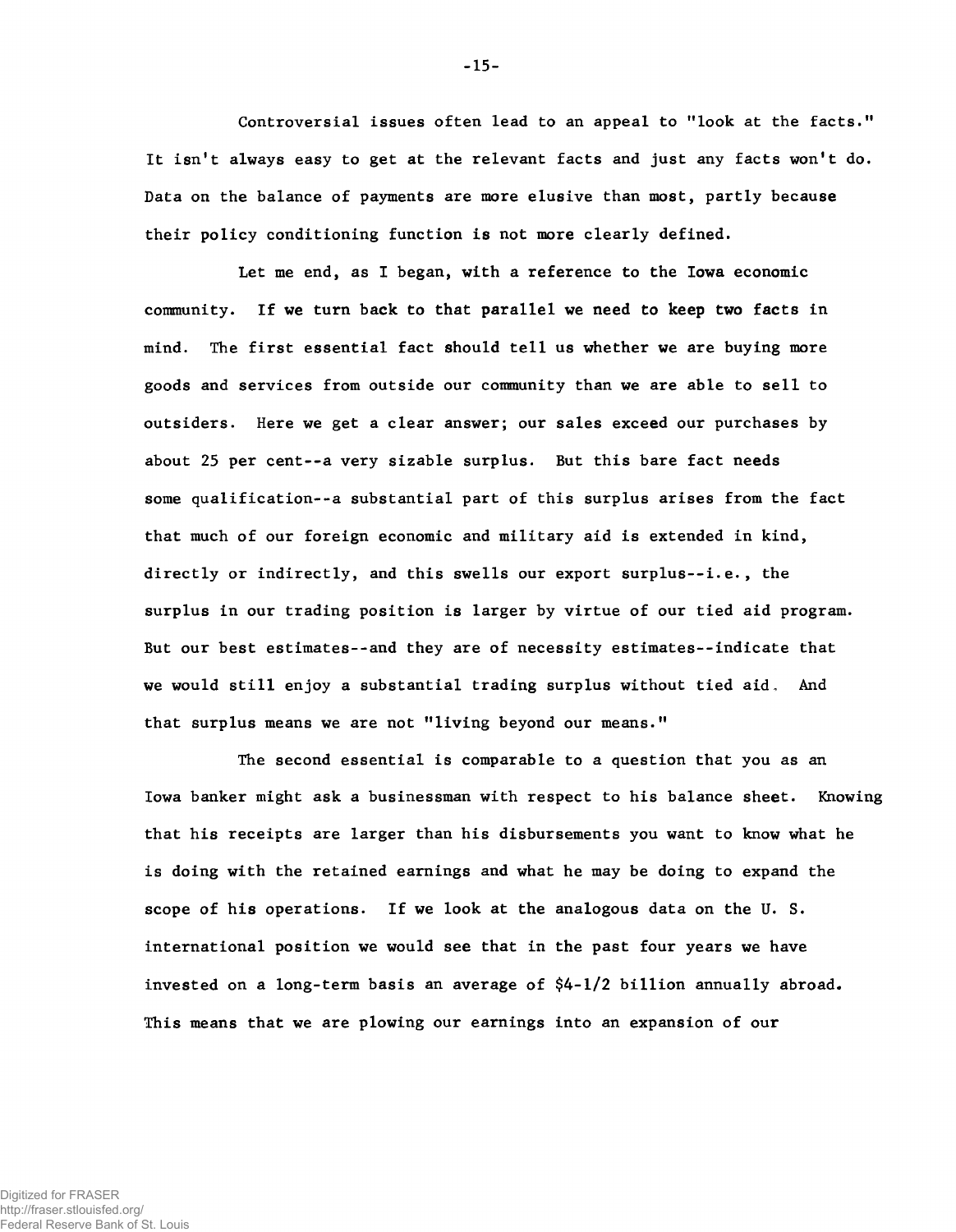Controversial issues often lead to an appeal to "look at the facts." It isn't always easy to get at the relevant facts and just any facts won't do. Data on the balance of payments are more elusive than most, partly because their policy conditioning function is not more clearly defined.

Let me end, as I began, with a reference to the Iowa economic community. If we turn back to that parallel we need to keep two facts in mind. The first essential fact should tell us whether we are buying more goods and services from outside our community than we are able to sell to outsiders. Here we get a clear answer; our sales exceed our purchases by about 25 per cent--a very sizable surplus. But this bare fact needs some qualification--a substantial part of this surplus arises from the fact that much of our foreign economic and military aid is extended in kind, directly or indirectly, and this swells our export surplus--i.e., the surplus in our trading position is larger by virtue of our tied aid program. But our best estimates--and they are of necessity estimates--indicate that we would still enjoy a substantial trading surplus without tied aid. And that surplus means we are not "living beyond our means."

The second essential is comparable to a question that you as an Iowa banker might ask a businessman with respect to his balance sheet. Knowing that his receipts are larger than his disbursements you want to know what he is doing with the retained earnings and what he may be doing to expand the scope of his operations. If we look at the analogous data on the U. S. international position we would see that in the past four years we have invested on a long-term basis an average of $4-1/2 billion annually abroad. This means that we are plowing our earnings into an expansion of our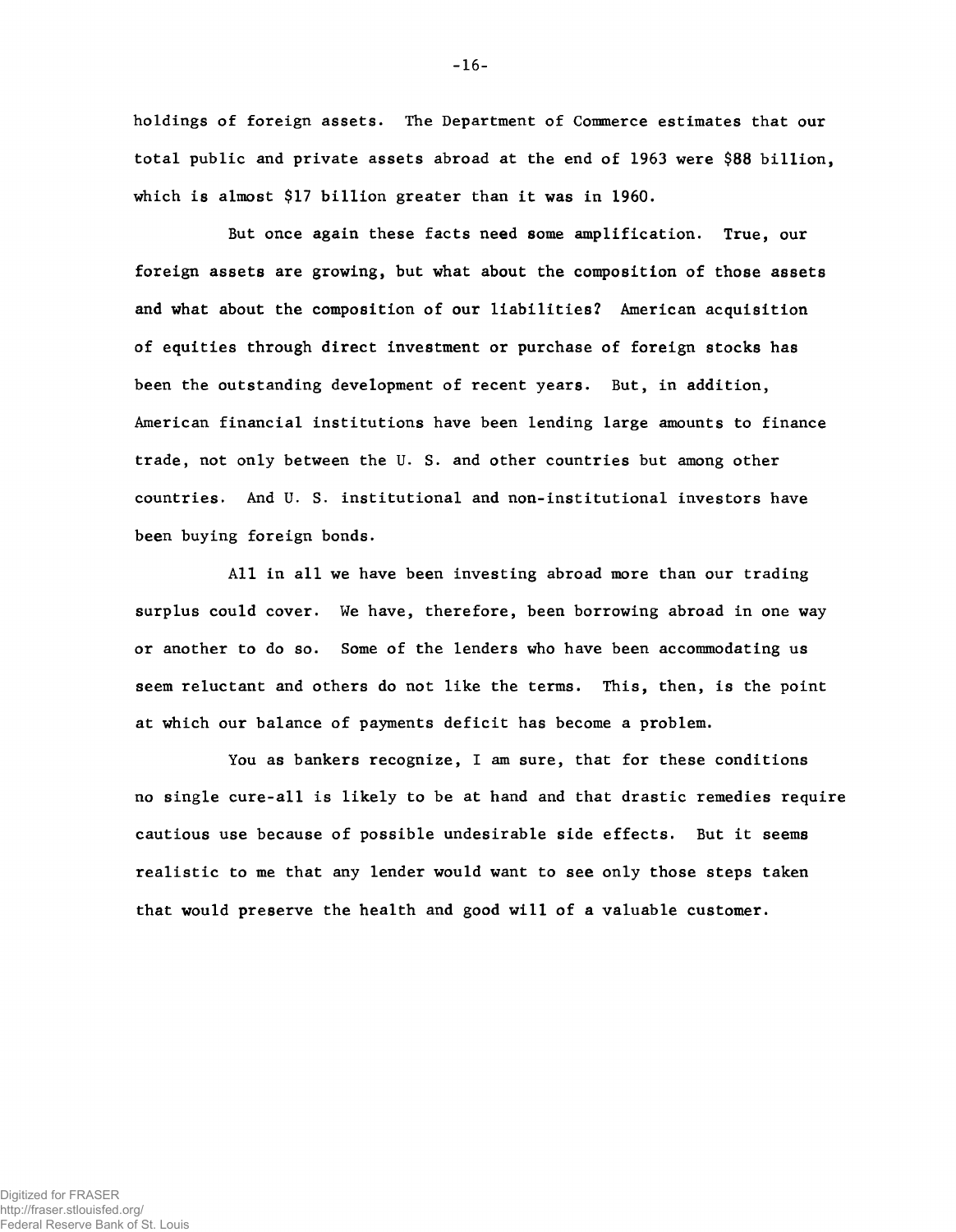holdings of foreign assets. The Department of Commerce estimates that our total public and private assets abroad at the end of 1963 were $88 billion, which is almost $17 billion greater than it was in 1960.

But once again these facts need some amplification. True, our foreign assets are growing, but what about the composition of those assets and what about the composition of our liabilities? American acquisition of equities through direct investment or purchase of foreign stocks has been the outstanding development of recent years. But, in addition, American financial institutions have been lending large amounts to finance trade, not only between the U. S. and other countries but among other countries. And U. S. institutional and non-institutional investors have been buying foreign bonds.

All in all we have been investing abroad more than our trading surplus could cover. We have, therefore, been borrowing abroad in one way or another to do so. Some of the lenders who have been accommodating us seem reluctant and others do not like the terms. This, then, is the point at which our balance of payments deficit has become a problem.

You as bankers recognize, I am sure, that for these conditions no single cure-all is likely to be at hand and that drastic remedies require cautious use because of possible undesirable side effects. But it seems realistic to me that any lender would want to see only those steps taken that would preserve the health and good will of a valuable customer.